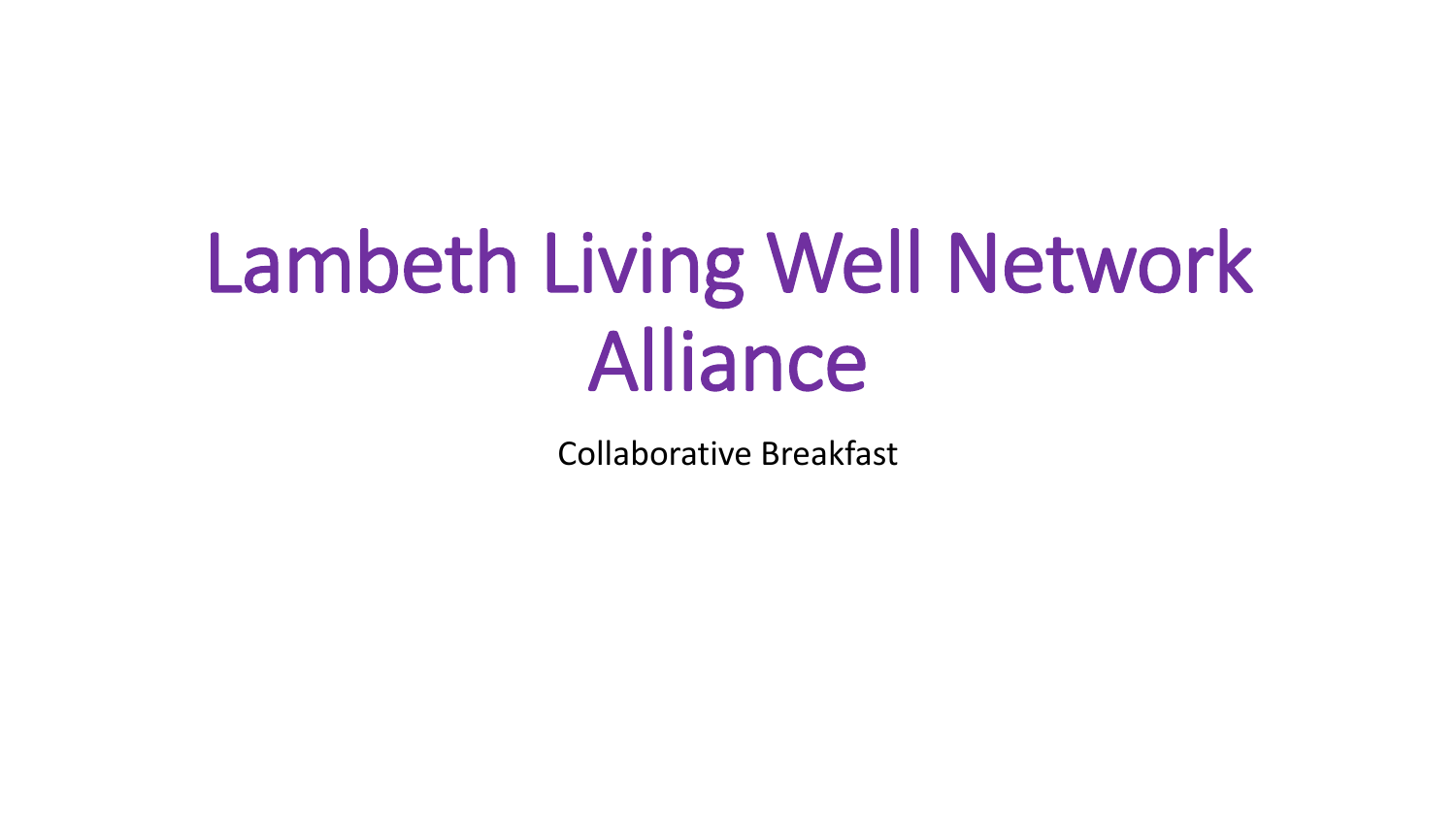# Lambeth Living Well Network Alliance

Collaborative Breakfast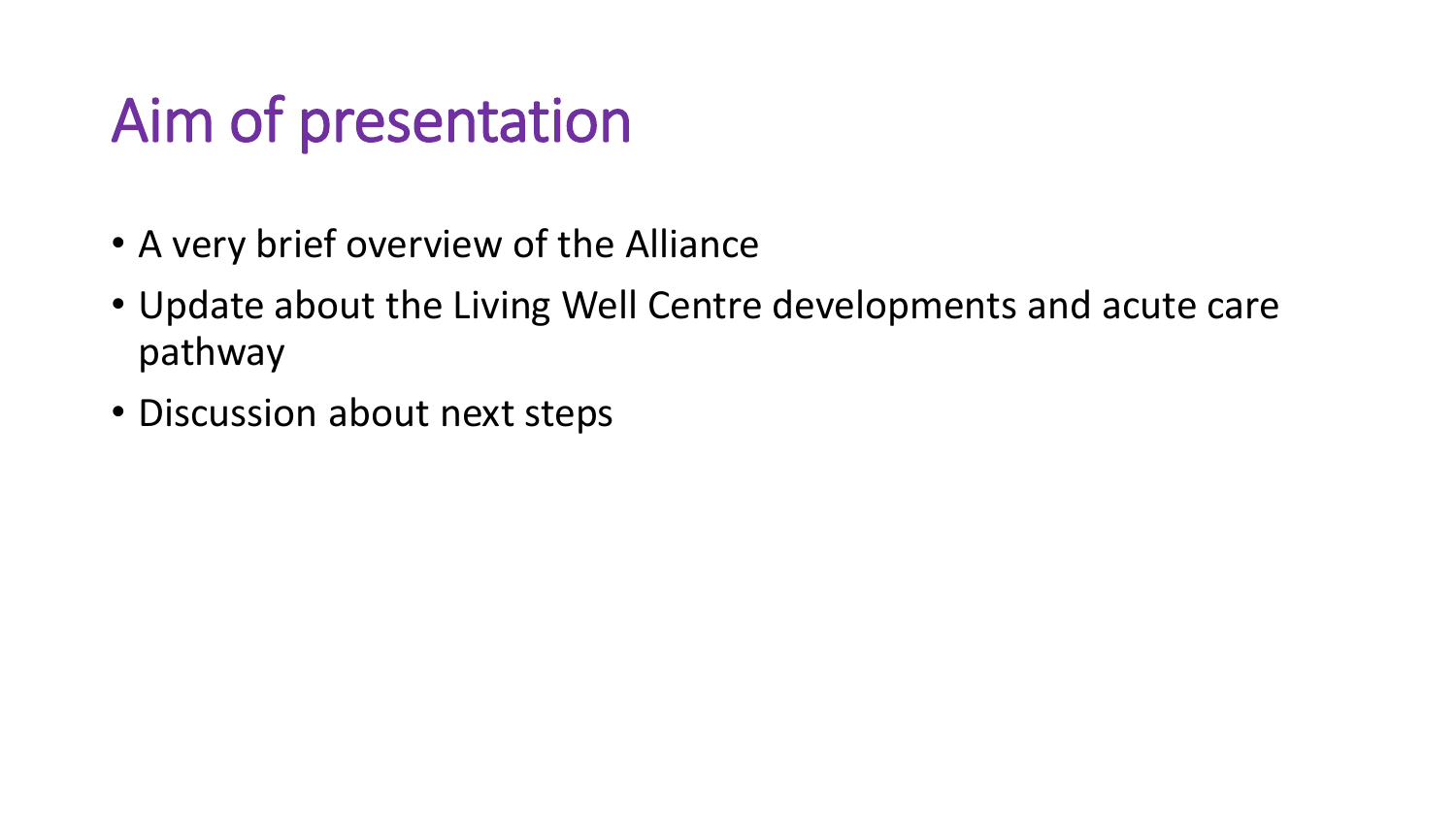# Aim of presentation

- A very brief overview of the Alliance
- Update about the Living Well Centre developments and acute care pathway
- Discussion about next steps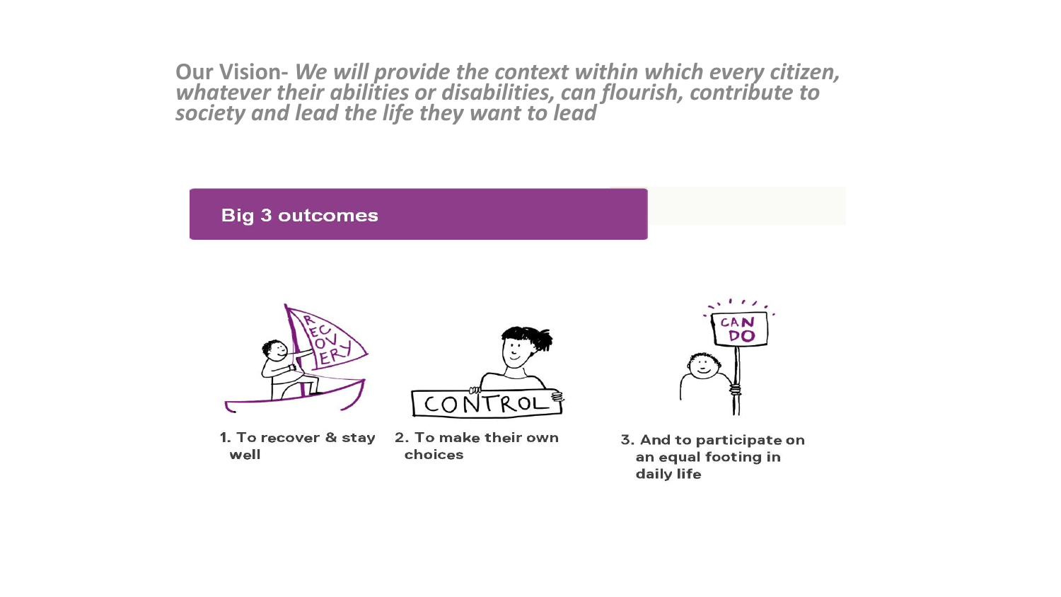**Our Vision-** ***We will provide the context within which every citizen, whatever their abilities or disabilities, can flourish, contribute to society and lead the life they want to lead***

## Big 3 outcomes

1. To recover & stay well
2. To make their own choices
3. And to participate on an equal footing in daily life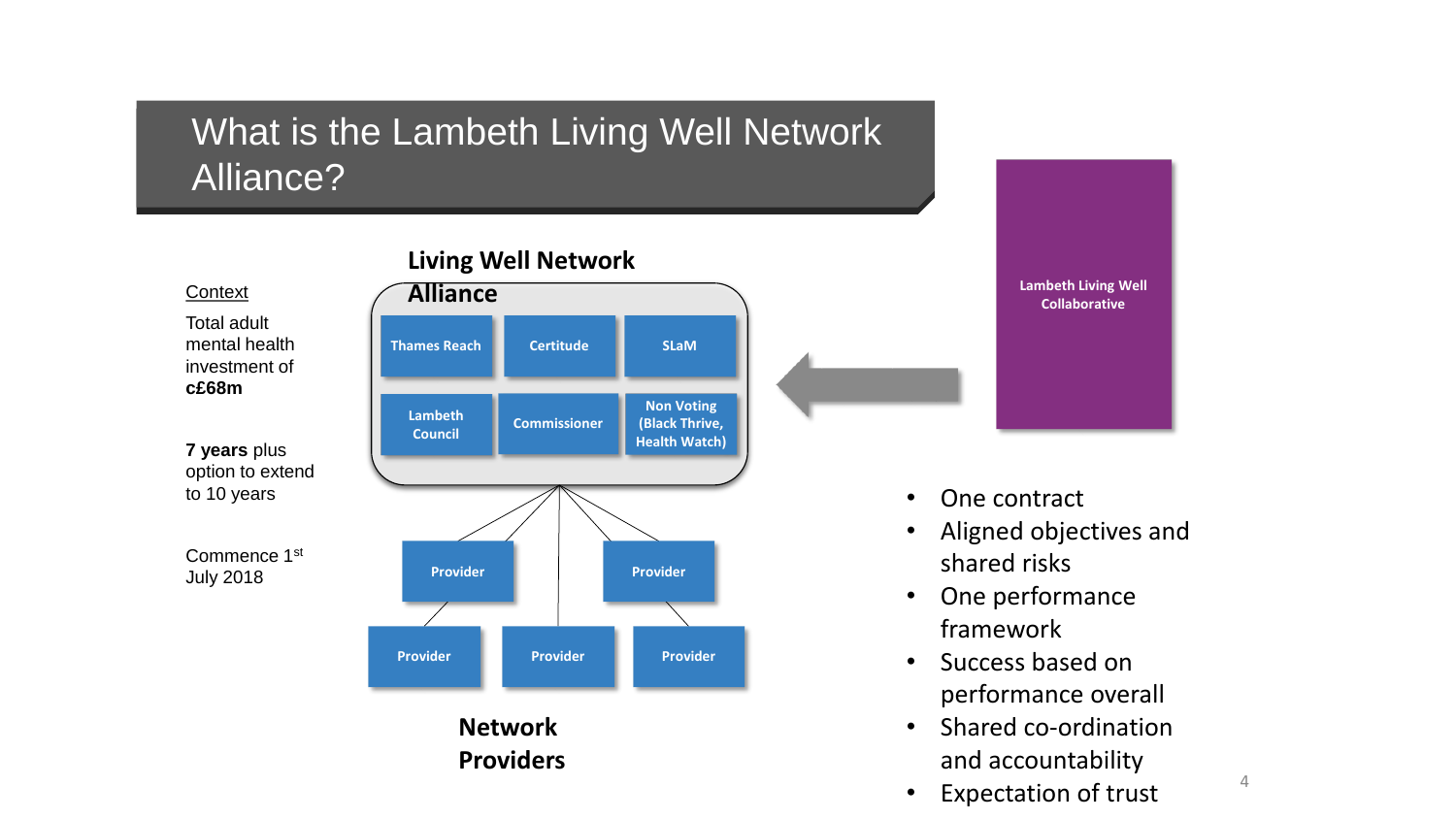# What is the Lambeth Living Well Network Alliance?

Context

Total adult mental health investment of **c£68m**

**7 years** plus option to extend to 10 years

Commence 1st July 2018

**Living Well Network Alliance**

- Thames Reach
- Certitude
- SLaM
- Lambeth Council
- Commissioner
- Non Voting (Black Thrive, Health Watch)

Provider
Provider
Provider
Provider
Provider

**Network Providers**

Lambeth Living Well Collaborative

- One contract
- Aligned objectives and shared risks
- One performance framework
- Success based on performance overall
- Shared co-ordination and accountability
- Expectation of trust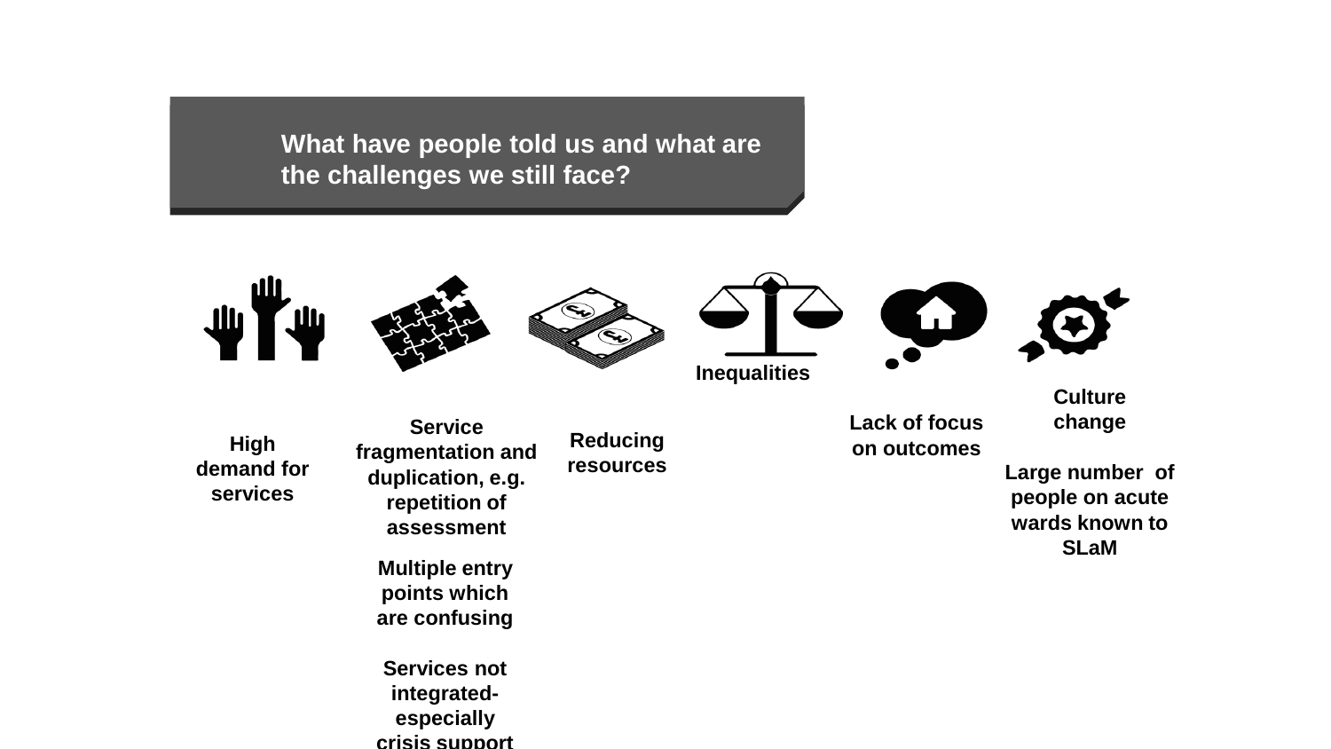## What have people told us and what are the challenges we still face?

**High demand for services**

**Service fragmentation and duplication, e.g. repetition of assessment**

**Multiple entry points which are confusing**

**Services not integrated- especially crisis support**

**Reducing resources**

**Inequalities**

**Lack of focus on outcomes**

**Culture change**

**Large number of people on acute wards known to SLaM**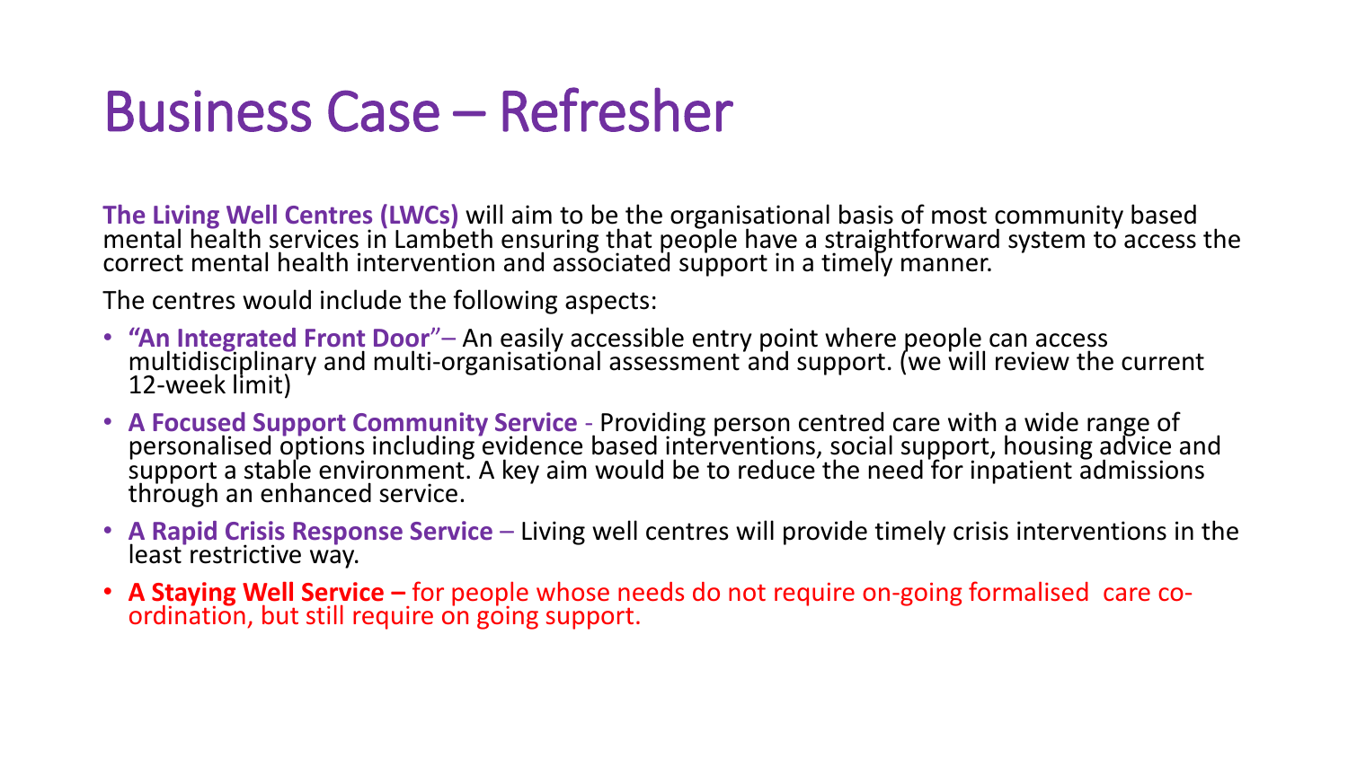# Business Case – Refresher

**The Living Well Centres (LWCs)** will aim to be the organisational basis of most community based mental health services in Lambeth ensuring that people have a straightforward system to access the correct mental health intervention and associated support in a timely manner.

The centres would include the following aspects:

- **"An Integrated Front Door"**– An easily accessible entry point where people can access multidisciplinary and multi-organisational assessment and support. (we will review the current 12-week limit)
- **A Focused Support Community Service** - Providing person centred care with a wide range of personalised options including evidence based interventions, social support, housing advice and support a stable environment. A key aim would be to reduce the need for inpatient admissions through an enhanced service.
- **A Rapid Crisis Response Service** – Living well centres will provide timely crisis interventions in the least restrictive way.
- **A Staying Well Service –** for people whose needs do not require on-going formalised care co-ordination, but still require on going support.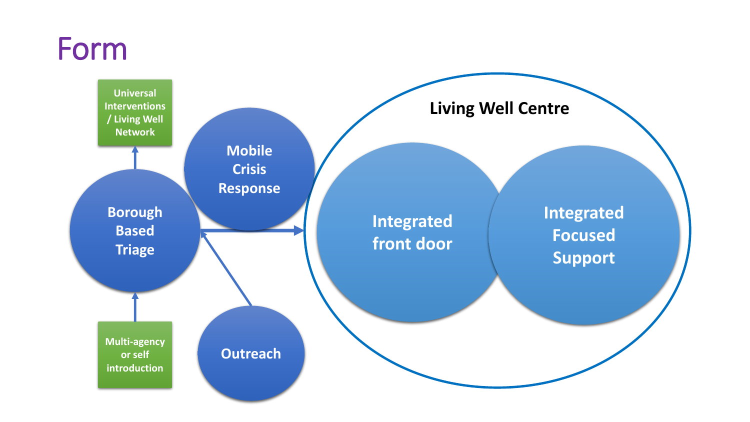# Form

Universal Interventions / Living Well Network

Mobile Crisis Response

Borough Based Triage

Multi-agency or self introduction

Outreach

## Living Well Centre

Integrated front door

Integrated Focused Support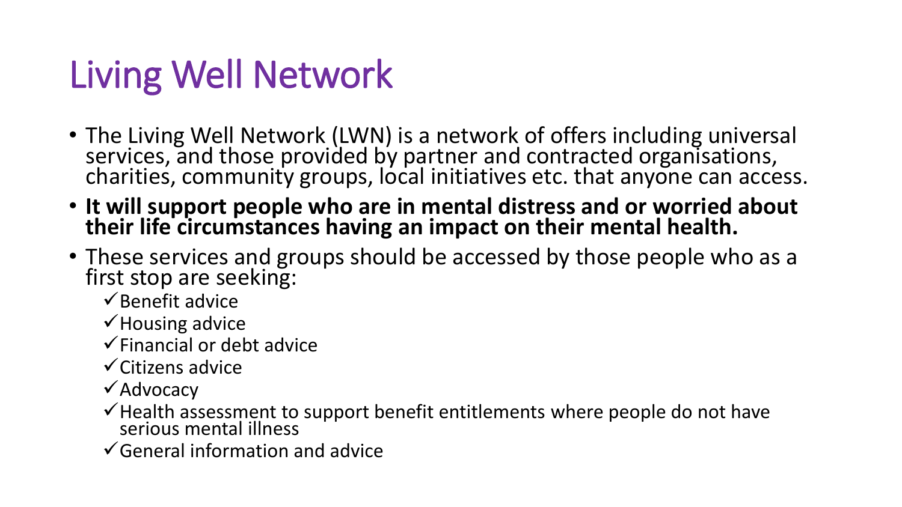# Living Well Network

- The Living Well Network (LWN) is a network of offers including universal services, and those provided by partner and contracted organisations, charities, community groups, local initiatives etc. that anyone can access.
- **It will support people who are in mental distress and or worried about their life circumstances having an impact on their mental health.**
- These services and groups should be accessed by those people who as a first stop are seeking:
  - ✓ Benefit advice
  - ✓ Housing advice
  - ✓ Financial or debt advice
  - ✓ Citizens advice
  - ✓ Advocacy
  - ✓ Health assessment to support benefit entitlements where people do not have serious mental illness
  - ✓ General information and advice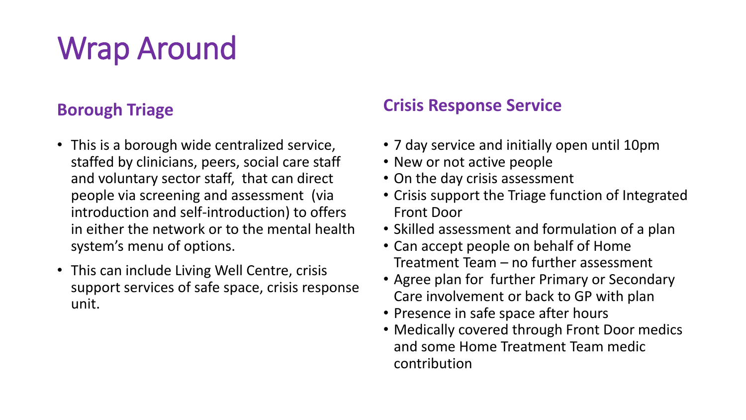# Wrap Around

## Borough Triage

- This is a borough wide centralized service, staffed by clinicians, peers, social care staff and voluntary sector staff, that can direct people via screening and assessment (via introduction and self-introduction) to offers in either the network or to the mental health system's menu of options.
- This can include Living Well Centre, crisis support services of safe space, crisis response unit.

## Crisis Response Service

- 7 day service and initially open until 10pm
- New or not active people
- On the day crisis assessment
- Crisis support the Triage function of Integrated Front Door
- Skilled assessment and formulation of a plan
- Can accept people on behalf of Home Treatment Team – no further assessment
- Agree plan for further Primary or Secondary Care involvement or back to GP with plan
- Presence in safe space after hours
- Medically covered through Front Door medics and some Home Treatment Team medic contribution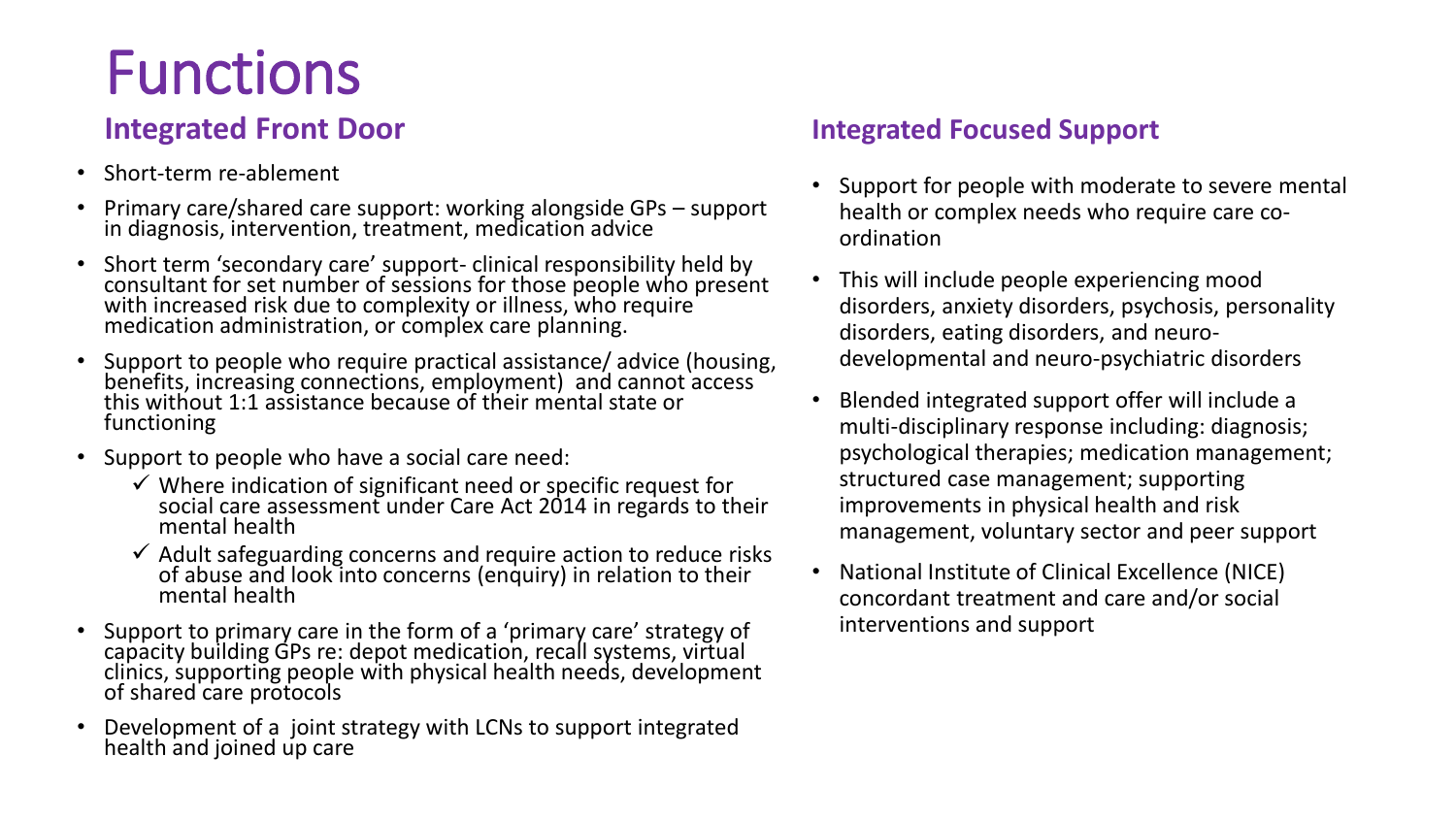# Functions

## Integrated Front Door

- Short-term re-ablement
- Primary care/shared care support: working alongside GPs – support in diagnosis, intervention, treatment, medication advice
- Short term 'secondary care' support- clinical responsibility held by consultant for set number of sessions for those people who present with increased risk due to complexity or illness, who require medication administration, or complex care planning.
- Support to people who require practical assistance/ advice (housing, benefits, increasing connections, employment) and cannot access this without 1:1 assistance because of their mental state or functioning
- Support to people who have a social care need:
  - ✓ Where indication of significant need or specific request for social care assessment under Care Act 2014 in regards to their mental health
  - ✓ Adult safeguarding concerns and require action to reduce risks of abuse and look into concerns (enquiry) in relation to their mental health
- Support to primary care in the form of a 'primary care' strategy of capacity building GPs re: depot medication, recall systems, virtual clinics, supporting people with physical health needs, development of shared care protocols
- Development of a joint strategy with LCNs to support integrated health and joined up care

## Integrated Focused Support

- Support for people with moderate to severe mental health or complex needs who require care co-ordination
- This will include people experiencing mood disorders, anxiety disorders, psychosis, personality disorders, eating disorders, and neuro-developmental and neuro-psychiatric disorders
- Blended integrated support offer will include a multi-disciplinary response including: diagnosis; psychological therapies; medication management; structured case management; supporting improvements in physical health and risk management, voluntary sector and peer support
- National Institute of Clinical Excellence (NICE) concordant treatment and care and/or social interventions and support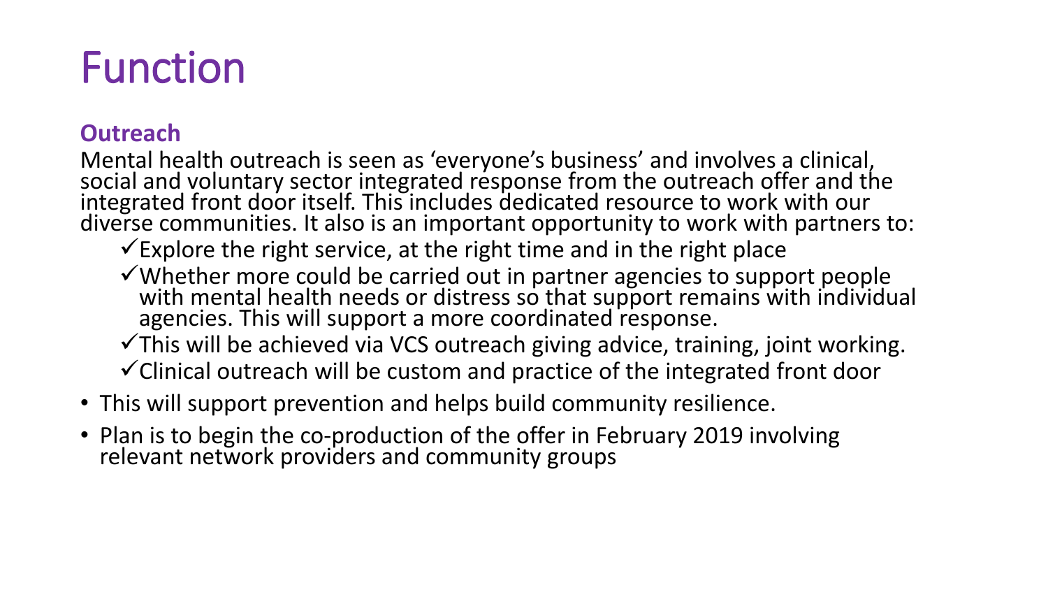# Function

### Outreach

Mental health outreach is seen as 'everyone's business' and involves a clinical, social and voluntary sector integrated response from the outreach offer and the integrated front door itself. This includes dedicated resource to work with our diverse communities. It also is an important opportunity to work with partners to:

- ✓ Explore the right service, at the right time and in the right place
- ✓ Whether more could be carried out in partner agencies to support people with mental health needs or distress so that support remains with individual agencies. This will support a more coordinated response.
- ✓ This will be achieved via VCS outreach giving advice, training, joint working.
- ✓ Clinical outreach will be custom and practice of the integrated front door

- This will support prevention and helps build community resilience.
- Plan is to begin the co-production of the offer in February 2019 involving relevant network providers and community groups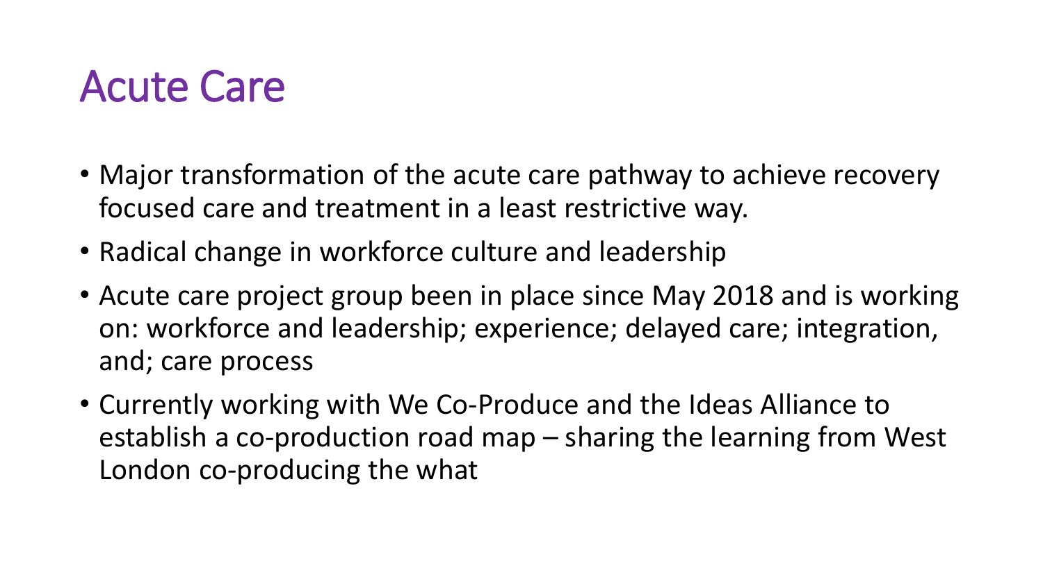# Acute Care

- Major transformation of the acute care pathway to achieve recovery focused care and treatment in a least restrictive way.
- Radical change in workforce culture and leadership
- Acute care project group been in place since May 2018 and is working on: workforce and leadership; experience; delayed care; integration, and; care process
- Currently working with We Co-Produce and the Ideas Alliance to establish a co-production road map – sharing the learning from West London co-producing the what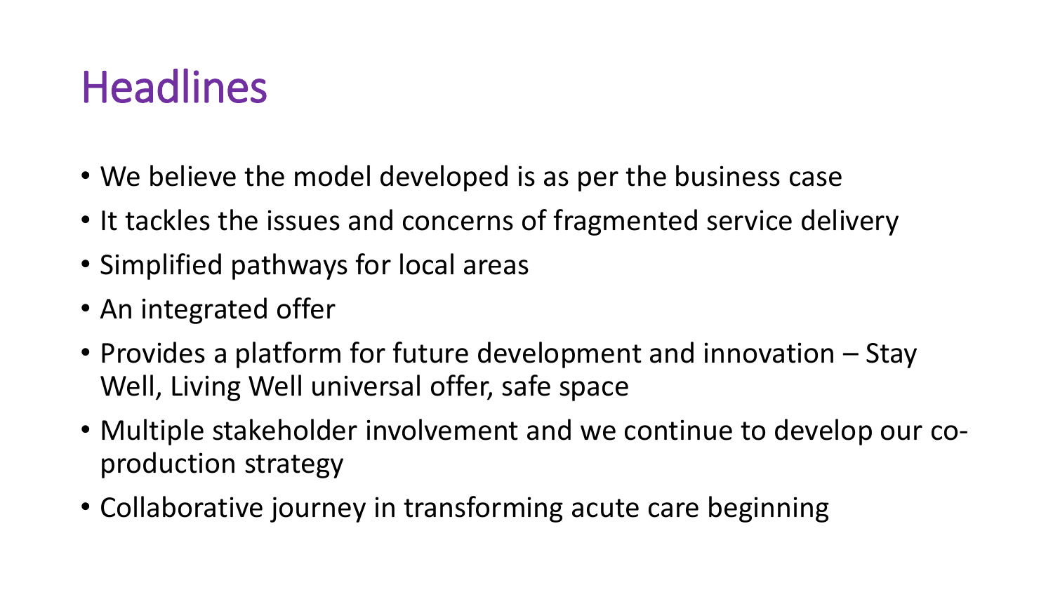# Headlines

- We believe the model developed is as per the business case
- It tackles the issues and concerns of fragmented service delivery
- Simplified pathways for local areas
- An integrated offer
- Provides a platform for future development and innovation – Stay Well, Living Well universal offer, safe space
- Multiple stakeholder involvement and we continue to develop our co-production strategy
- Collaborative journey in transforming acute care beginning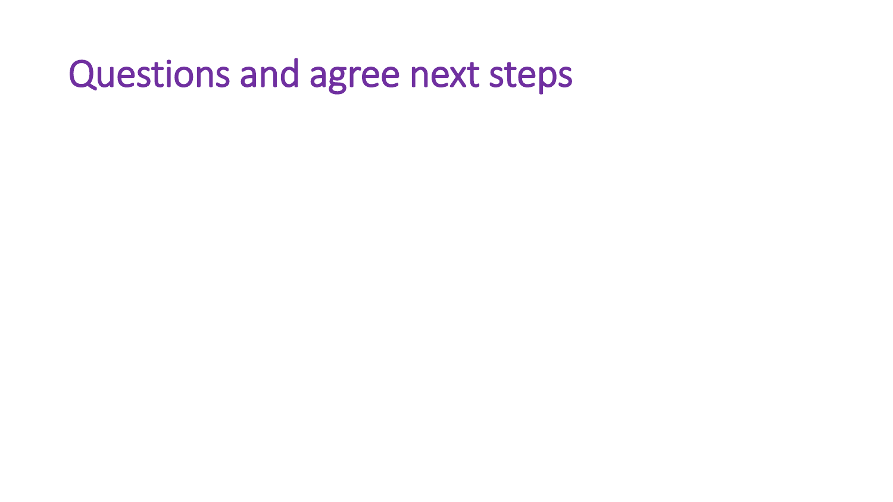# Questions and agree next steps